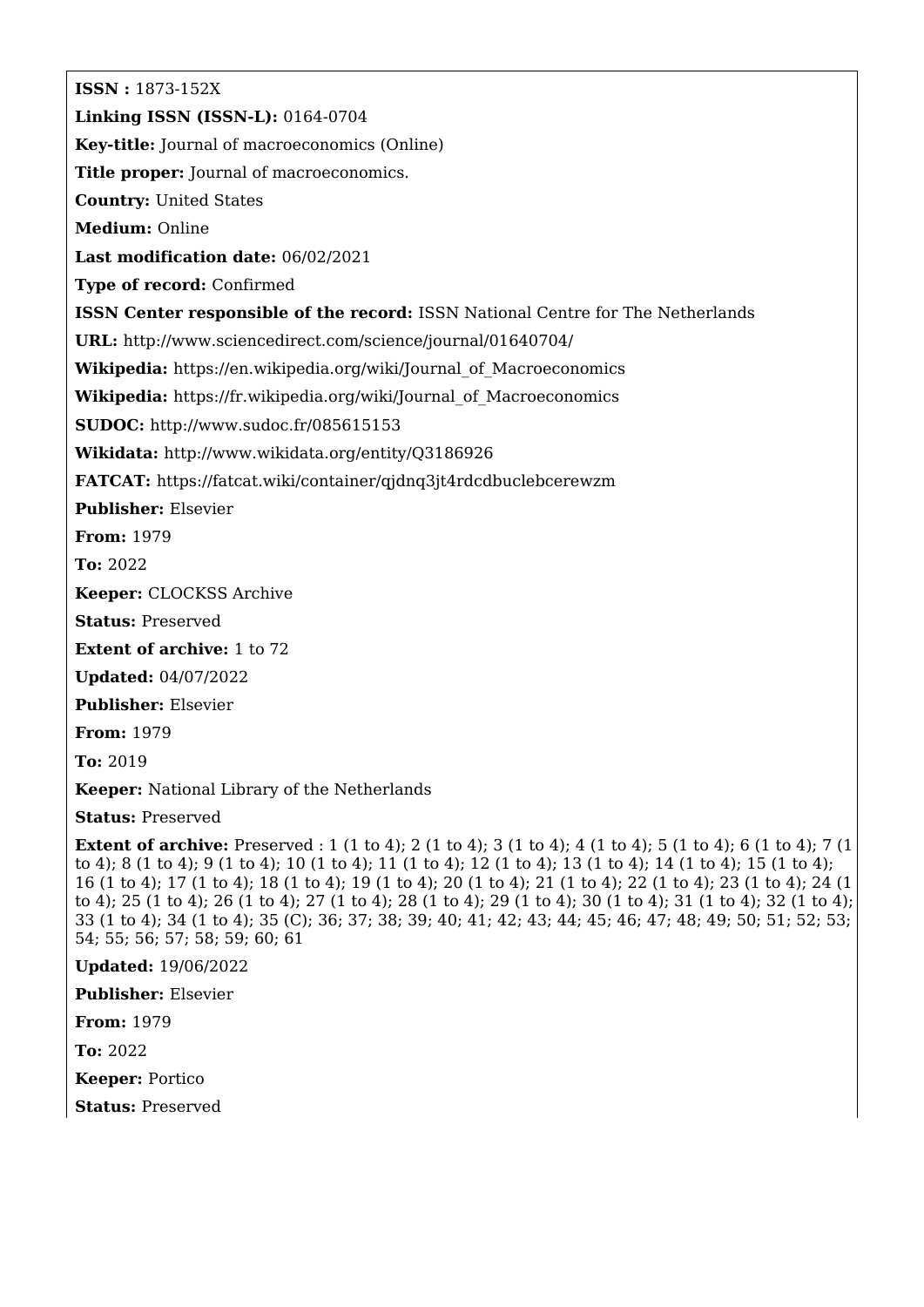**ISSN :** 1873-152X

**Linking ISSN (ISSN-L):** 0164-0704

**Key-title:** Journal of macroeconomics (Online)

**Title proper:** Journal of macroeconomics.

**Country:** United States

**Medium:** Online

**Last modification date:** 06/02/2021

**Type of record:** Confirmed

**ISSN Center responsible of the record:** ISSN National Centre for The Netherlands

**URL:** http://www.sciencedirect.com/science/journal/01640704/

**Wikipedia:** https://en.wikipedia.org/wiki/Journal_of_Macroeconomics

**Wikipedia:** https://fr.wikipedia.org/wiki/Journal_of_Macroeconomics

**SUDOC:** http://www.sudoc.fr/085615153

**Wikidata:** http://www.wikidata.org/entity/Q3186926

**FATCAT:** https://fatcat.wiki/container/qjdnq3jt4rdcdbuclebcerewzm

**Publisher:** Elsevier

**From:** 1979

**To:** 2022

**Keeper:** CLOCKSS Archive

**Status:** Preserved

**Extent of archive:** 1 to 72

**Updated:** 04/07/2022

**Publisher:** Elsevier

**From:** 1979

**To:** 2019

**Keeper:** National Library of the Netherlands

**Status:** Preserved

**Extent of archive:** Preserved : 1 (1 to 4); 2 (1 to 4); 3 (1 to 4); 4 (1 to 4); 5 (1 to 4); 6 (1 to 4); 7 (1 to 4); 8 (1 to 4); 9 (1 to 4); 10 (1 to 4); 11 (1 to 4); 12 (1 to 4); 13 (1 to 4); 14 (1 to 4); 15 (1 to 4); 16 (1 to 4); 17 (1 to 4); 18 (1 to 4); 19 (1 to 4); 20 (1 to 4); 21 (1 to 4); 22 (1 to 4); 23 (1 to 4); 24 (1 to 4); 25 (1 to 4); 26 (1 to 4); 27 (1 to 4); 28 (1 to 4); 29 (1 to 4); 30 (1 to 4); 31 (1 to 4); 32 (1 to 4); 33 (1 to 4); 34 (1 to 4); 35 (C); 36; 37; 38; 39; 40; 41; 42; 43; 44; 45; 46; 47; 48; 49; 50; 51; 52; 53; 54; 55; 56; 57; 58; 59; 60; 61

**Updated:** 19/06/2022

**Publisher:** Elsevier

**From:** 1979

**To:** 2022

**Keeper:** Portico

**Status:** Preserved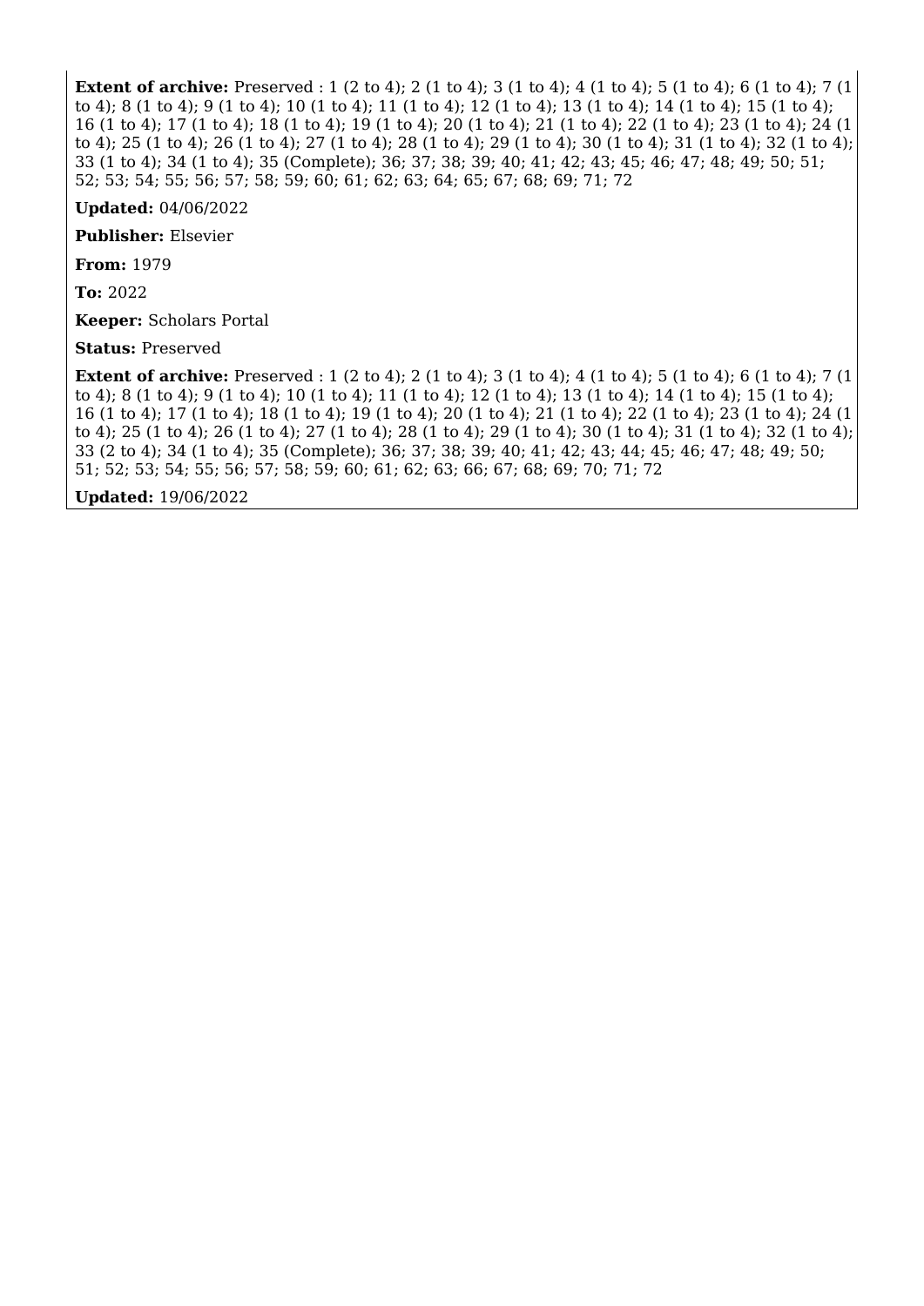**Extent of archive:** Preserved : 1 (2 to 4); 2 (1 to 4); 3 (1 to 4); 4 (1 to 4); 5 (1 to 4); 6 (1 to 4); 7 (1 to 4); 8 (1 to 4); 9 (1 to 4); 10 (1 to 4); 11 (1 to 4); 12 (1 to 4); 13 (1 to 4); 14 (1 to 4); 15 (1 to 4); 16 (1 to 4); 17 (1 to 4); 18 (1 to 4); 19 (1 to 4); 20 (1 to 4); 21 (1 to 4); 22 (1 to 4); 23 (1 to 4); 24 (1 to 4); 25 (1 to 4); 26 (1 to 4); 27 (1 to 4); 28 (1 to 4); 29 (1 to 4); 30 (1 to 4); 31 (1 to 4); 32 (1 to 4); 33 (1 to 4); 34 (1 to 4); 35 (Complete); 36; 37; 38; 39; 40; 41; 42; 43; 45; 46; 47; 48; 49; 50; 51; 52; 53; 54; 55; 56; 57; 58; 59; 60; 61; 62; 63; 64; 65; 67; 68; 69; 71; 72

**Updated:** 04/06/2022

**Publisher:** Elsevier

**From:** 1979

**To:** 2022

**Keeper:** Scholars Portal

**Status:** Preserved

**Extent of archive:** Preserved : 1 (2 to 4); 2 (1 to 4); 3 (1 to 4); 4 (1 to 4); 5 (1 to 4); 6 (1 to 4); 7 (1 to 4); 8 (1 to 4); 9 (1 to 4); 10 (1 to 4); 11 (1 to 4); 12 (1 to 4); 13 (1 to 4); 14 (1 to 4); 15 (1 to 4); 16 (1 to 4); 17 (1 to 4); 18 (1 to 4); 19 (1 to 4); 20 (1 to 4); 21 (1 to 4); 22 (1 to 4); 23 (1 to 4); 24 (1 to 4); 25 (1 to 4); 26 (1 to 4); 27 (1 to 4); 28 (1 to 4); 29 (1 to 4); 30 (1 to 4); 31 (1 to 4); 32 (1 to 4); 33 (2 to 4); 34 (1 to 4); 35 (Complete); 36; 37; 38; 39; 40; 41; 42; 43; 44; 45; 46; 47; 48; 49; 50; 51; 52; 53; 54; 55; 56; 57; 58; 59; 60; 61; 62; 63; 66; 67; 68; 69; 70; 71; 72

**Updated:** 19/06/2022